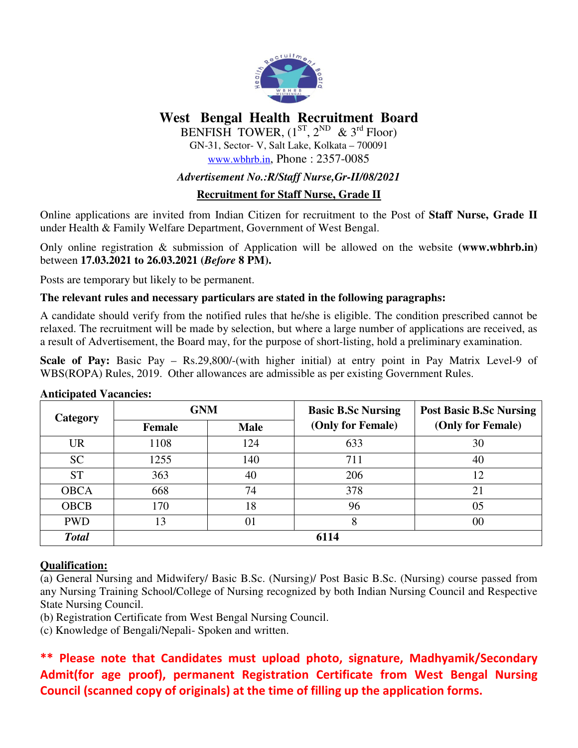# West Bengal Health Recruitment Board

BENFISH TOWER, (1ST, 2ND & 3rd Floor)

GN-31, Sector- V, Salt Lake, Kolkata – 700091

www.wbhrb.in, Phone : 2357-0085

***Advertisement No.:R/Staff Nurse,Gr-II/08/2021***

## Recruitment for Staff Nurse, Grade II

Online applications are invited from Indian Citizen for recruitment to the Post of **Staff Nurse, Grade II** under Health & Family Welfare Department, Government of West Bengal.

Only online registration & submission of Application will be allowed on the website **(www.wbhrb.in)** between **17.03.2021 to 26.03.2021 (*Before* 8 PM).**

Posts are temporary but likely to be permanent.

**The relevant rules and necessary particulars are stated in the following paragraphs:**

A candidate should verify from the notified rules that he/she is eligible. The condition prescribed cannot be relaxed. The recruitment will be made by selection, but where a large number of applications are received, as a result of Advertisement, the Board may, for the purpose of short-listing, hold a preliminary examination.

**Scale of Pay:** Basic Pay – Rs.29,800/-(with higher initial) at entry point in Pay Matrix Level-9 of WBS(ROPA) Rules, 2019. Other allowances are admissible as per existing Government Rules.

**Anticipated Vacancies:**

| Category | GNM | | Basic B.Sc Nursing (Only for Female) | Post Basic B.Sc Nursing (Only for Female) |
|---|---|---|---|---|
| | Female | Male | | |
| UR | 1108 | 124 | 633 | 30 |
| SC | 1255 | 140 | 711 | 40 |
| ST | 363 | 40 | 206 | 12 |
| OBCA | 668 | 74 | 378 | 21 |
| OBCB | 170 | 18 | 96 | 05 |
| PWD | 13 | 01 | 8 | 00 |
| ***Total*** | **6114** | | | |

**Qualification:**

(a) General Nursing and Midwifery/ Basic B.Sc. (Nursing)/ Post Basic B.Sc. (Nursing) course passed from any Nursing Training School/College of Nursing recognized by both Indian Nursing Council and Respective State Nursing Council.

(b) Registration Certificate from West Bengal Nursing Council.

(c) Knowledge of Bengali/Nepali- Spoken and written.

**** Please note that Candidates must upload photo, signature, Madhyamik/Secondary Admit(for age proof), permanent Registration Certificate from West Bengal Nursing Council (scanned copy of originals) at the time of filling up the application forms.**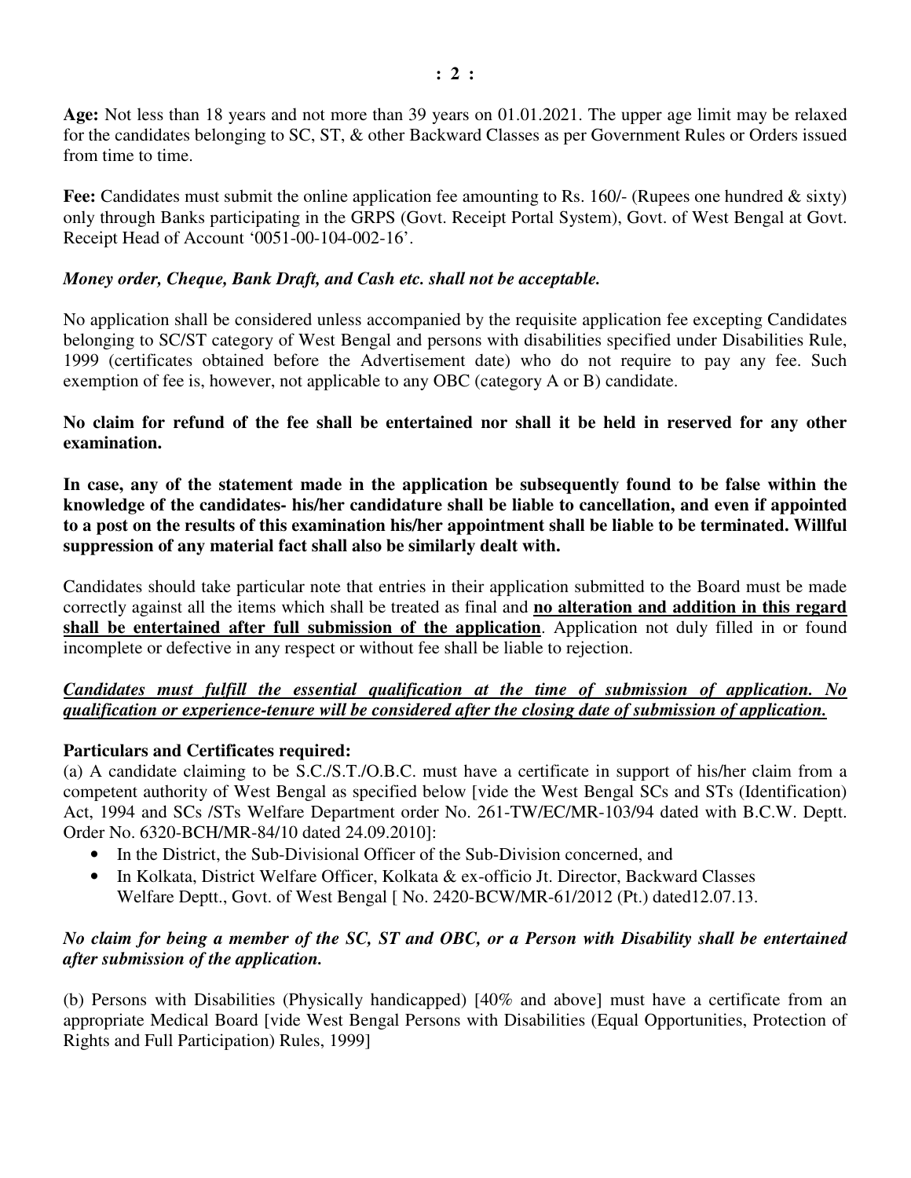**Age:** Not less than 18 years and not more than 39 years on 01.01.2021. The upper age limit may be relaxed for the candidates belonging to SC, ST, & other Backward Classes as per Government Rules or Orders issued from time to time.

**Fee:** Candidates must submit the online application fee amounting to Rs. 160/- (Rupees one hundred & sixty) only through Banks participating in the GRPS (Govt. Receipt Portal System), Govt. of West Bengal at Govt. Receipt Head of Account '0051-00-104-002-16'.

***Money order, Cheque, Bank Draft, and Cash etc. shall not be acceptable.***

No application shall be considered unless accompanied by the requisite application fee excepting Candidates belonging to SC/ST category of West Bengal and persons with disabilities specified under Disabilities Rule, 1999 (certificates obtained before the Advertisement date) who do not require to pay any fee. Such exemption of fee is, however, not applicable to any OBC (category A or B) candidate.

**No claim for refund of the fee shall be entertained nor shall it be held in reserved for any other examination.**

**In case, any of the statement made in the application be subsequently found to be false within the knowledge of the candidates- his/her candidature shall be liable to cancellation, and even if appointed to a post on the results of this examination his/her appointment shall be liable to be terminated. Willful suppression of any material fact shall also be similarly dealt with.**

Candidates should take particular note that entries in their application submitted to the Board must be made correctly against all the items which shall be treated as final and **<u>no alteration and addition in this regard shall be entertained after full submission of the application</u>**. Application not duly filled in or found incomplete or defective in any respect or without fee shall be liable to rejection.

***<u>Candidates must fulfill the essential qualification at the time of submission of application. No qualification or experience-tenure will be considered after the closing date of submission of application.</u>***

**Particulars and Certificates required:**

(a) A candidate claiming to be S.C./S.T./O.B.C. must have a certificate in support of his/her claim from a competent authority of West Bengal as specified below [vide the West Bengal SCs and STs (Identification) Act, 1994 and SCs /STs Welfare Department order No. 261-TW/EC/MR-103/94 dated with B.C.W. Deptt. Order No. 6320-BCH/MR-84/10 dated 24.09.2010]:

- In the District, the Sub-Divisional Officer of the Sub-Division concerned, and
- In Kolkata, District Welfare Officer, Kolkata & ex-officio Jt. Director, Backward Classes Welfare Deptt., Govt. of West Bengal [ No. 2420-BCW/MR-61/2012 (Pt.) dated12.07.13.

***No claim for being a member of the SC, ST and OBC, or a Person with Disability shall be entertained after submission of the application.***

(b) Persons with Disabilities (Physically handicapped) [40% and above] must have a certificate from an appropriate Medical Board [vide West Bengal Persons with Disabilities (Equal Opportunities, Protection of Rights and Full Participation) Rules, 1999]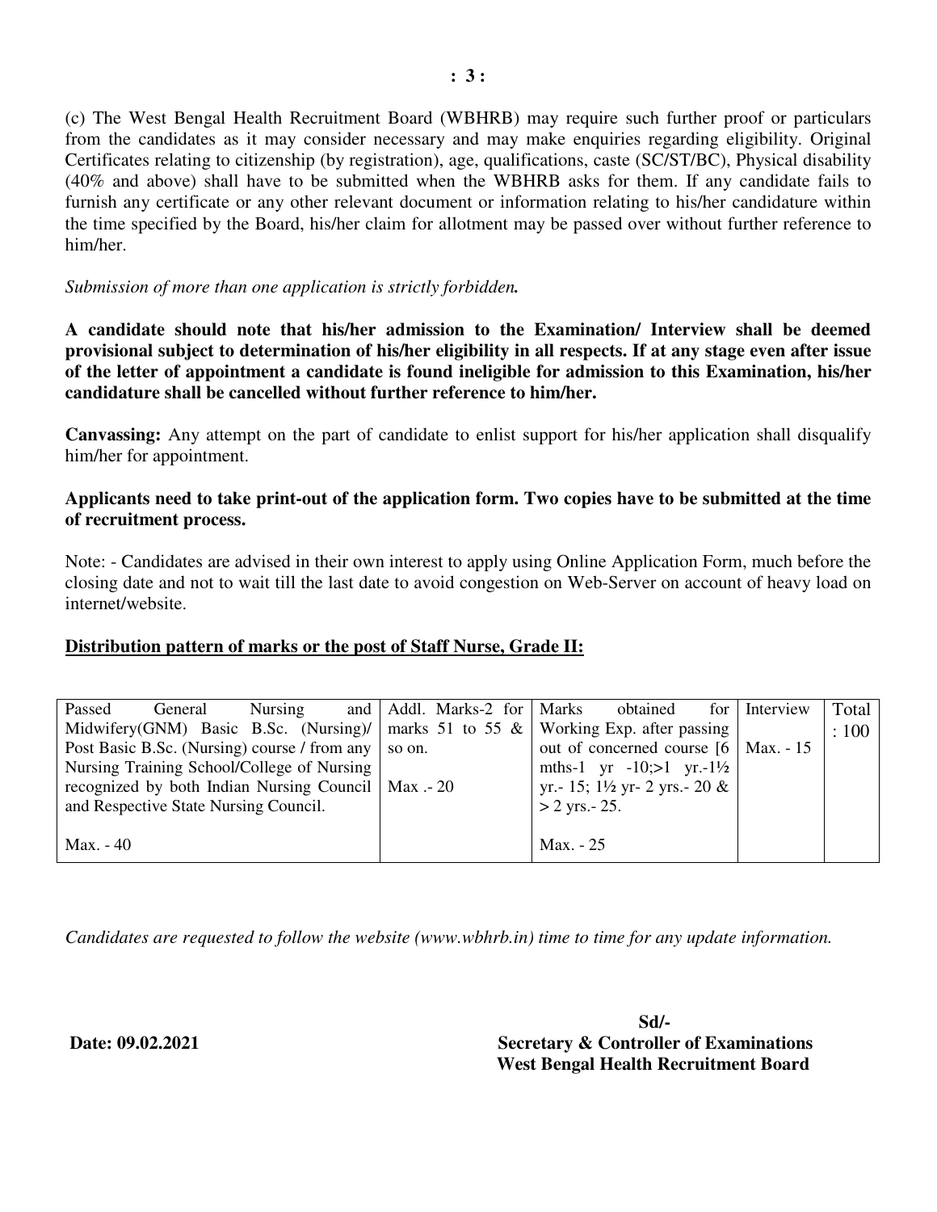(c) The West Bengal Health Recruitment Board (WBHRB) may require such further proof or particulars from the candidates as it may consider necessary and may make enquiries regarding eligibility. Original Certificates relating to citizenship (by registration), age, qualifications, caste (SC/ST/BC), Physical disability (40% and above) shall have to be submitted when the WBHRB asks for them. If any candidate fails to furnish any certificate or any other relevant document or information relating to his/her candidature within the time specified by the Board, his/her claim for allotment may be passed over without further reference to him/her.

*Submission of more than one application is strictly forbidden.*

**A candidate should note that his/her admission to the Examination/ Interview shall be deemed provisional subject to determination of his/her eligibility in all respects. If at any stage even after issue of the letter of appointment a candidate is found ineligible for admission to this Examination, his/her candidature shall be cancelled without further reference to him/her.**

**Canvassing:** Any attempt on the part of candidate to enlist support for his/her application shall disqualify him/her for appointment.

**Applicants need to take print-out of the application form. Two copies have to be submitted at the time of recruitment process.**

Note: - Candidates are advised in their own interest to apply using Online Application Form, much before the closing date and not to wait till the last date to avoid congestion on Web-Server on account of heavy load on internet/website.

**Distribution pattern of marks or the post of Staff Nurse, Grade II:**

| | | | | |
|---|---|---|---|---|
| Passed General Nursing and Midwifery(GNM) Basic B.Sc. (Nursing)/ Post Basic B.Sc. (Nursing) course / from any Nursing Training School/College of Nursing recognized by both Indian Nursing Council and Respective State Nursing Council.<br><br>Max. - 40 | Addl. Marks-2 for marks 51 to 55 & so on.<br><br>Max .- 20 | Marks obtained for Working Exp. after passing out of concerned course [6 mths-1 yr -10;>1 yr.-1½ yr.- 15; 1½ yr- 2 yrs.- 20 & > 2 yrs.- 25.<br><br>Max. - 25 | Interview<br><br>Max. - 15 | Total : 100 |

*Candidates are requested to follow the website (www.wbhrb.in) time to time for any update information.*

**Date: 09.02.2021**

**Sd/-**
**Secretary & Controller of Examinations**
**West Bengal Health Recruitment Board**